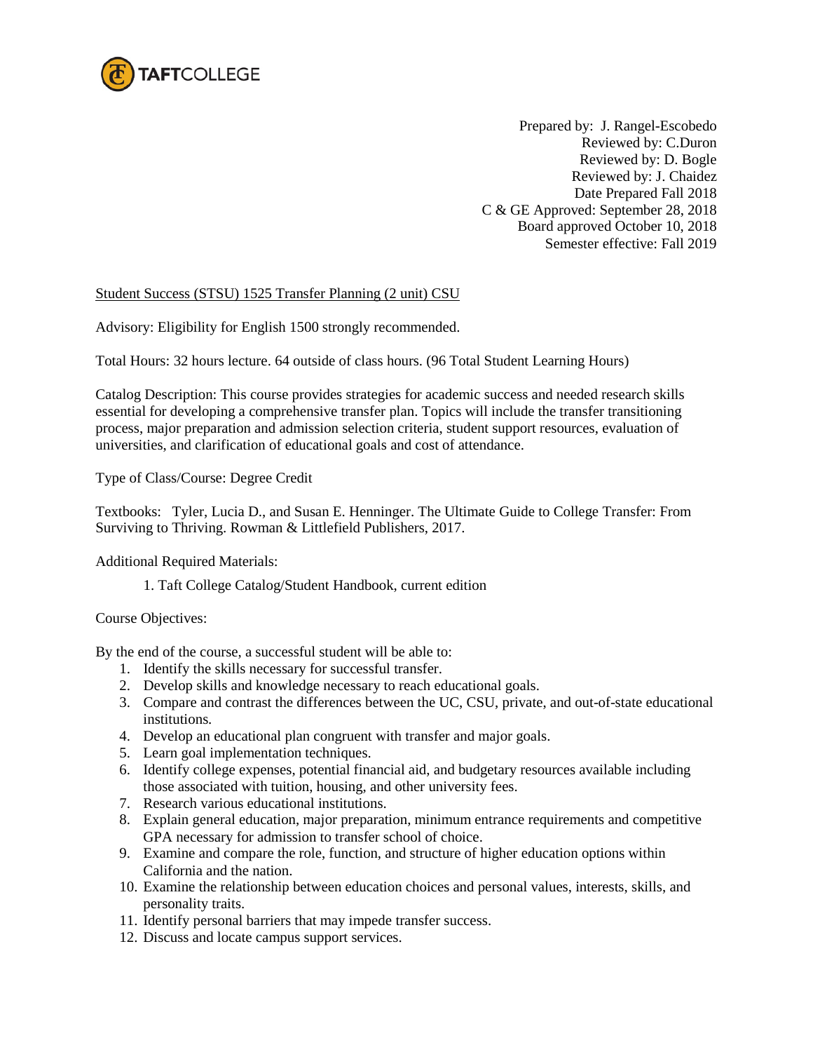TAFTCOLLEGE

Prepared by: J. Rangel-Escobedo
Reviewed by: C.Duron
Reviewed by: D. Bogle
Reviewed by: J. Chaidez
Date Prepared Fall 2018
C & GE Approved: September 28, 2018
Board approved October 10, 2018
Semester effective: Fall 2019

Student Success (STSU) 1525 Transfer Planning (2 unit) CSU

Advisory: Eligibility for English 1500 strongly recommended.

Total Hours: 32 hours lecture. 64 outside of class hours. (96 Total Student Learning Hours)

Catalog Description: This course provides strategies for academic success and needed research skills essential for developing a comprehensive transfer plan. Topics will include the transfer transitioning process, major preparation and admission selection criteria, student support resources, evaluation of universities, and clarification of educational goals and cost of attendance.

Type of Class/Course: Degree Credit

Textbooks: Tyler, Lucia D., and Susan E. Henninger. The Ultimate Guide to College Transfer: From Surviving to Thriving. Rowman & Littlefield Publishers, 2017.

Additional Required Materials:

1. Taft College Catalog/Student Handbook, current edition

Course Objectives:

By the end of the course, a successful student will be able to:

1. Identify the skills necessary for successful transfer.
2. Develop skills and knowledge necessary to reach educational goals.
3. Compare and contrast the differences between the UC, CSU, private, and out-of-state educational institutions.
4. Develop an educational plan congruent with transfer and major goals.
5. Learn goal implementation techniques.
6. Identify college expenses, potential financial aid, and budgetary resources available including those associated with tuition, housing, and other university fees.
7. Research various educational institutions.
8. Explain general education, major preparation, minimum entrance requirements and competitive GPA necessary for admission to transfer school of choice.
9. Examine and compare the role, function, and structure of higher education options within California and the nation.
10. Examine the relationship between education choices and personal values, interests, skills, and personality traits.
11. Identify personal barriers that may impede transfer success.
12. Discuss and locate campus support services.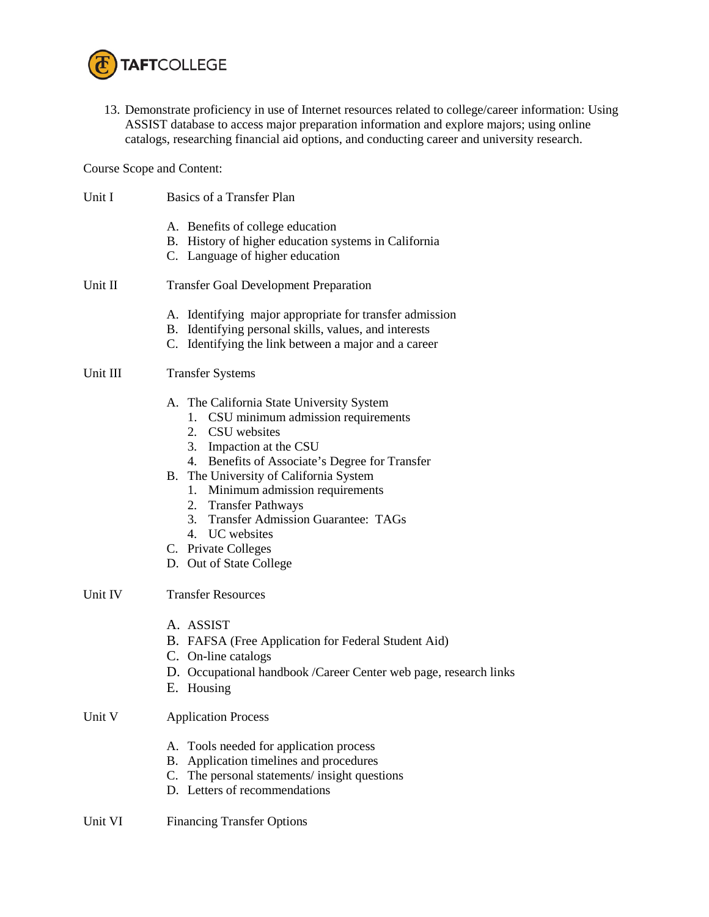13. Demonstrate proficiency in use of Internet resources related to college/career information: Using ASSIST database to access major preparation information and explore majors; using online catalogs, researching financial aid options, and conducting career and university research.

Course Scope and Content:

Unit I — Basics of a Transfer Plan

A. Benefits of college education
B. History of higher education systems in California
C. Language of higher education

Unit II — Transfer Goal Development Preparation

A. Identifying major appropriate for transfer admission
B. Identifying personal skills, values, and interests
C. Identifying the link between a major and a career

Unit III — Transfer Systems

A. The California State University System
   1. CSU minimum admission requirements
   2. CSU websites
   3. Impaction at the CSU
   4. Benefits of Associate's Degree for Transfer
B. The University of California System
   1. Minimum admission requirements
   2. Transfer Pathways
   3. Transfer Admission Guarantee: TAGs
   4. UC websites
C. Private Colleges
D. Out of State College

Unit IV — Transfer Resources

A. ASSIST
B. FAFSA (Free Application for Federal Student Aid)
C. On-line catalogs
D. Occupational handbook /Career Center web page, research links
E. Housing

Unit V — Application Process

A. Tools needed for application process
B. Application timelines and procedures
C. The personal statements/ insight questions
D. Letters of recommendations

Unit VI — Financing Transfer Options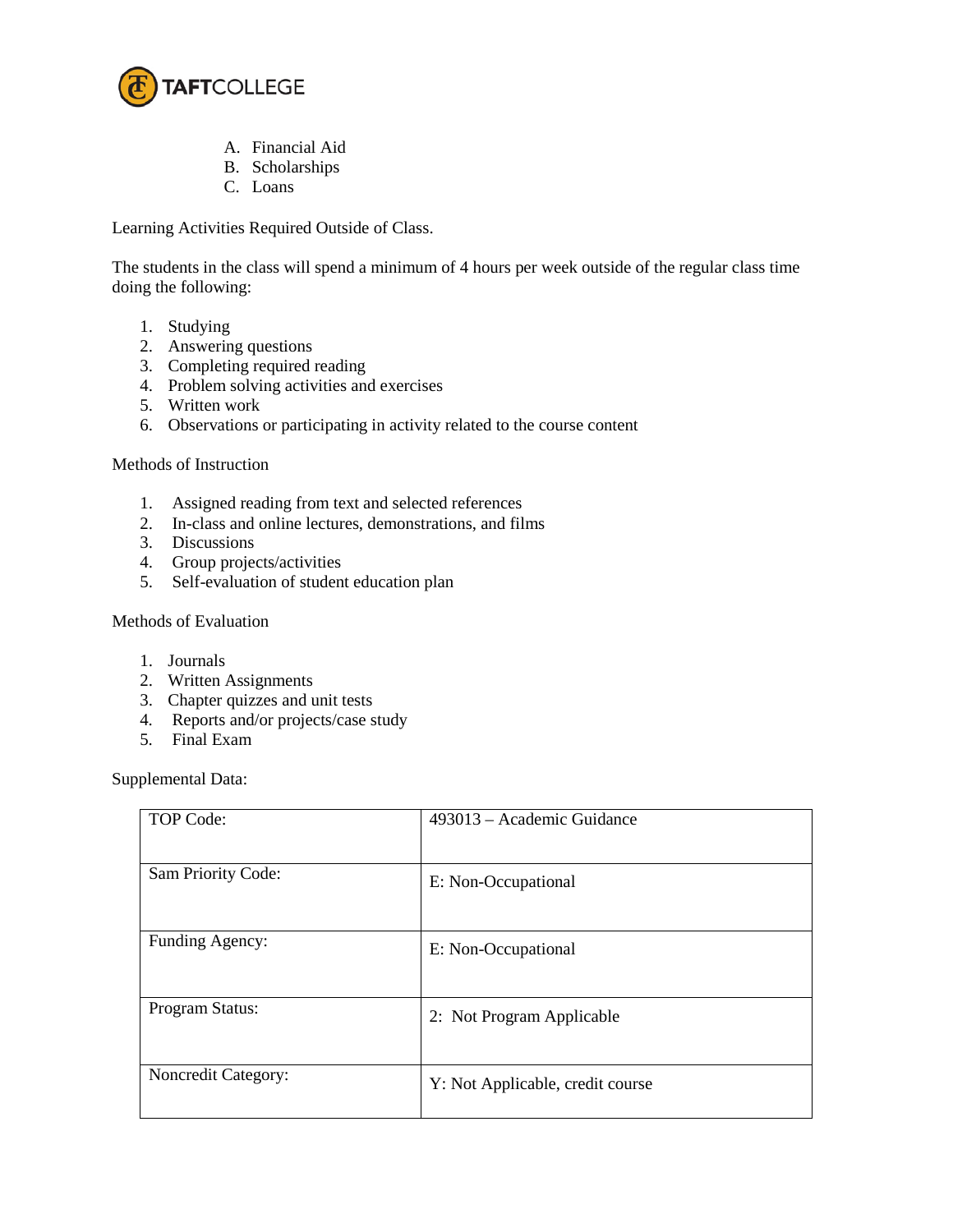A. Financial Aid
B. Scholarships
C. Loans

Learning Activities Required Outside of Class.

The students in the class will spend a minimum of 4 hours per week outside of the regular class time doing the following:

1. Studying
2. Answering questions
3. Completing required reading
4. Problem solving activities and exercises
5. Written work
6. Observations or participating in activity related to the course content

Methods of Instruction

1. Assigned reading from text and selected references
2. In-class and online lectures, demonstrations, and films
3. Discussions
4. Group projects/activities
5. Self-evaluation of student education plan

Methods of Evaluation

1. Journals
2. Written Assignments
3. Chapter quizzes and unit tests
4. Reports and/or projects/case study
5. Final Exam

Supplemental Data:

| | |
|---|---|
| TOP Code: | 493013 – Academic Guidance |
| Sam Priority Code: | E: Non-Occupational |
| Funding Agency: | E: Non-Occupational |
| Program Status: | 2: Not Program Applicable |
| Noncredit Category: | Y: Not Applicable, credit course |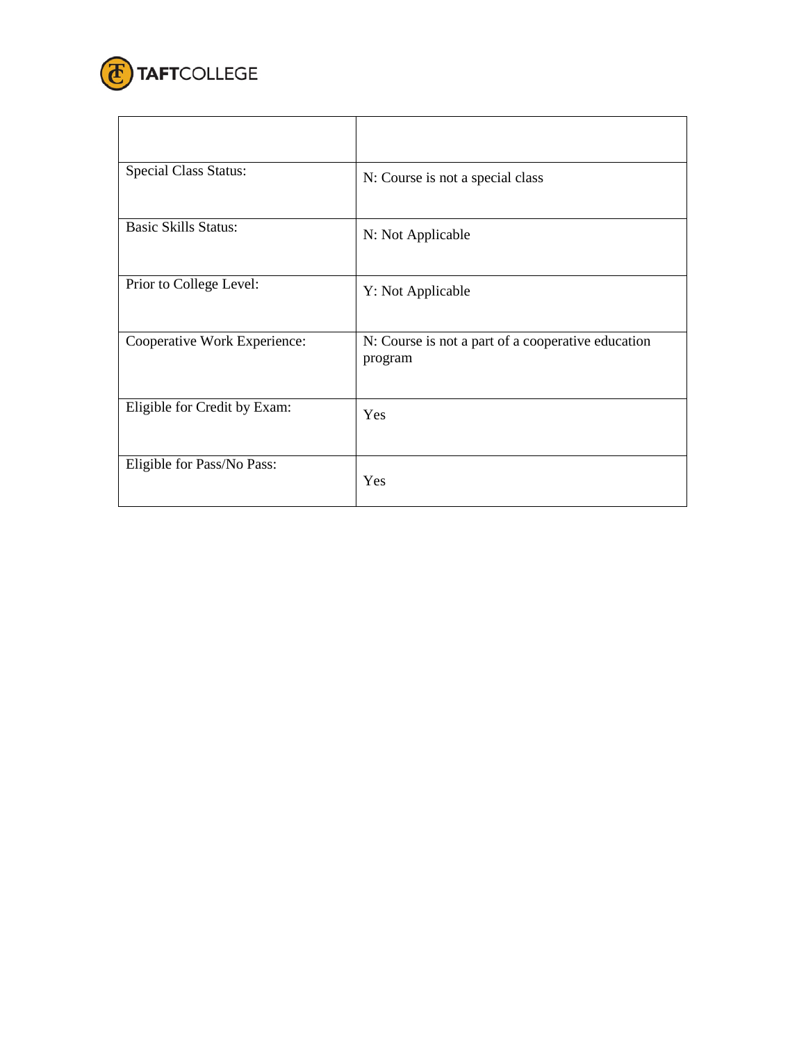| | |
|---|---|
| Special Class Status: | N: Course is not a special class |
| Basic Skills Status: | N: Not Applicable |
| Prior to College Level: | Y: Not Applicable |
| Cooperative Work Experience: | N: Course is not a part of a cooperative education program |
| Eligible for Credit by Exam: | Yes |
| Eligible for Pass/No Pass: | Yes |